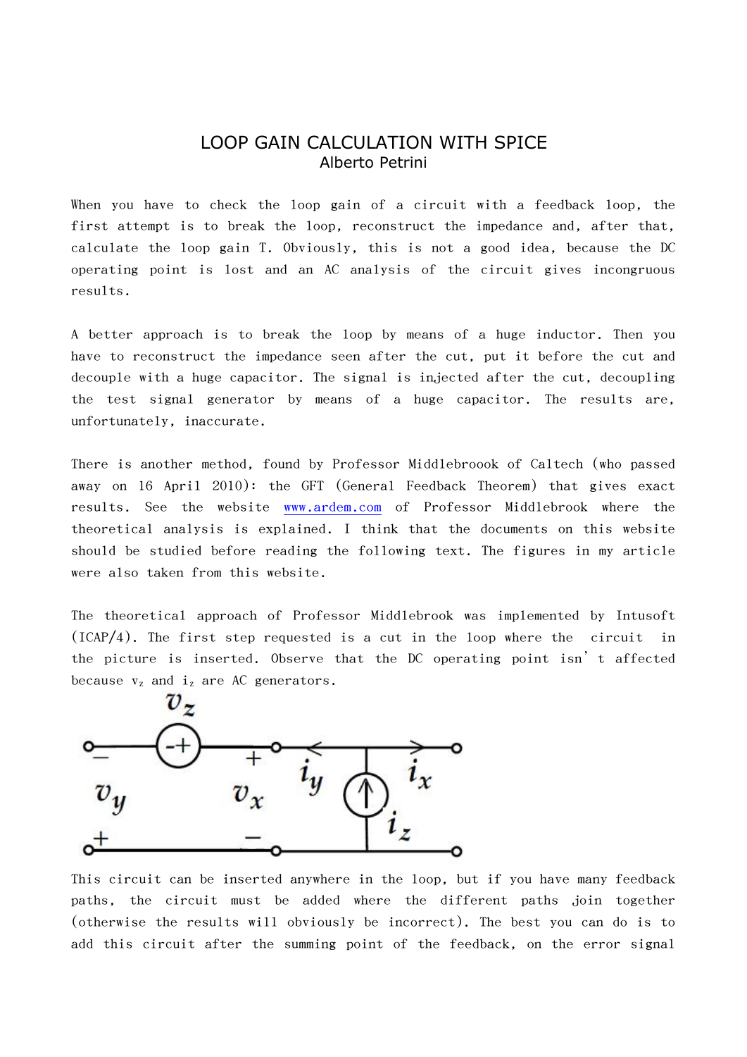# LOOP GAIN CALCULATION WITH SPICE

Alberto Petrini

When you have to check the loop gain of a circuit with a feedback loop, the first attempt is to break the loop, reconstruct the impedance and, after that, calculate the loop gain T. Obviously, this is not a good idea, because the DC operating point is lost and an AC analysis of the circuit gives incongruous results.

A better approach is to break the loop by means of a huge inductor. Then you have to reconstruct the impedance seen after the cut, put it before the cut and decouple with a huge capacitor. The signal is injected after the cut, decoupling the test signal generator by means of a huge capacitor. The results are, unfortunately, inaccurate.

There is another method, found by Professor Middlebroook of Caltech (who passed away on 16 April 2010): the GFT (General Feedback Theorem) that gives exact results. See the website www.ardem.com of Professor Middlebrook where the theoretical analysis is explained. I think that the documents on this website should be studied before reading the following text. The figures in my article were also taken from this website.

The theoretical approach of Professor Middlebrook was implemented by Intusoft (ICAP/4). The first step requested is a cut in the loop where the circuit in the picture is inserted. Observe that the DC operating point isn't affected because $v_z$ and $i_z$ are AC generators.

This circuit can be inserted anywhere in the loop, but if you have many feedback paths, the circuit must be added where the different paths join together (otherwise the results will obviously be incorrect). The best you can do is to add this circuit after the summing point of the feedback, on the error signal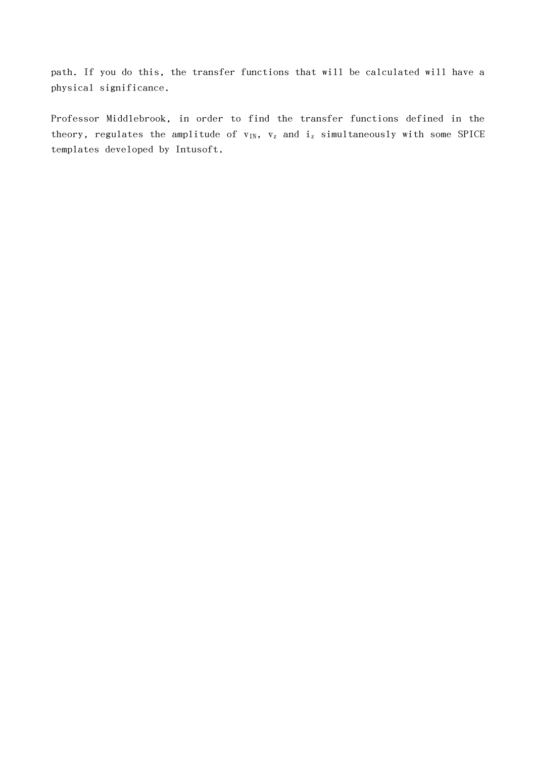path. If you do this, the transfer functions that will be calculated will have a physical significance.

Professor Middlebrook, in order to find the transfer functions defined in the theory, regulates the amplitude of $v_{IN}$, $v_z$ and $i_z$ simultaneously with some SPICE templates developed by Intusoft.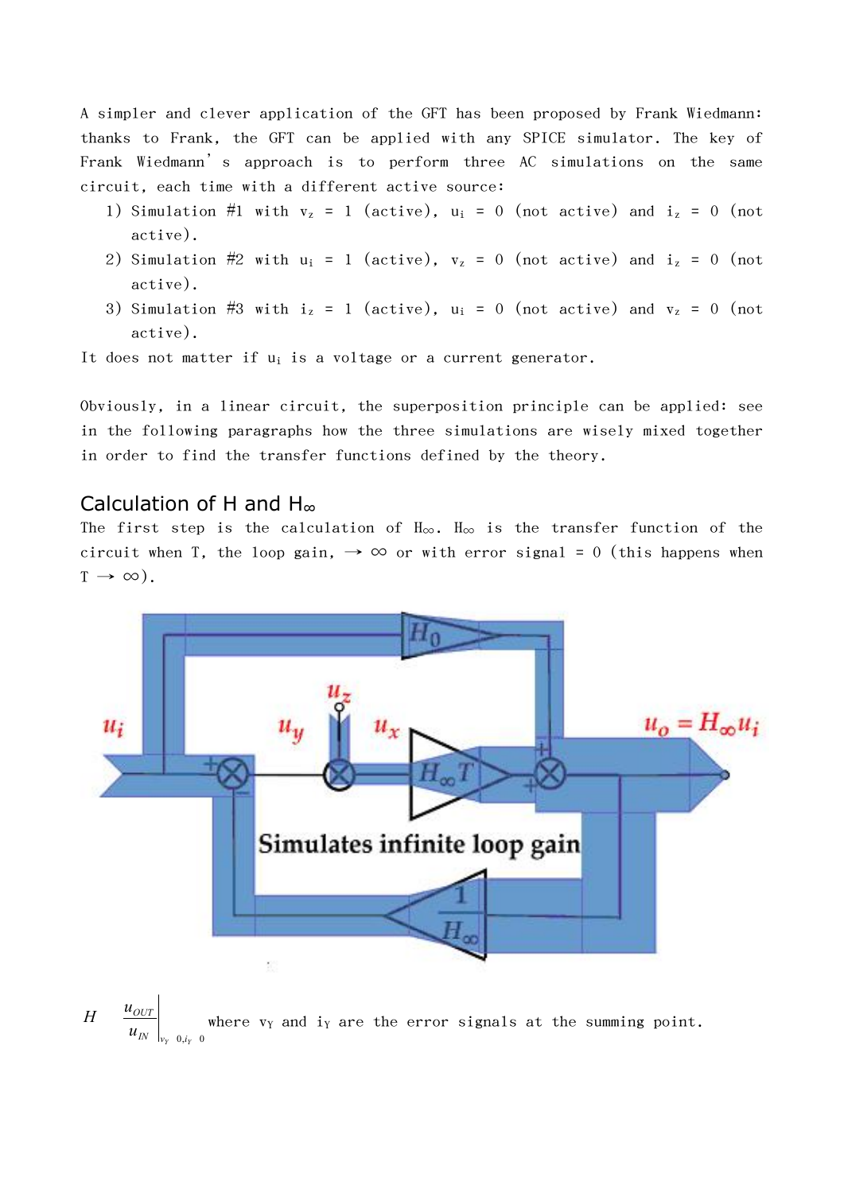A simpler and clever application of the GFT has been proposed by Frank Wiedmann: thanks to Frank, the GFT can be applied with any SPICE simulator. The key of Frank Wiedmann's approach is to perform three AC simulations on the same circuit, each time with a different active source:

1) Simulation #1 with $v_z = 1$ (active), $u_i = 0$ (not active) and $i_z = 0$ (not active).
2) Simulation #2 with $u_i = 1$ (active), $v_z = 0$ (not active) and $i_z = 0$ (not active).
3) Simulation #3 with $i_z = 1$ (active), $u_i = 0$ (not active) and $v_z = 0$ (not active).

It does not matter if $u_i$ is a voltage or a current generator.

Obviously, in a linear circuit, the superposition principle can be applied: see in the following paragraphs how the three simulations are wisely mixed together in order to find the transfer functions defined by the theory.

## Calculation of H and $H_\infty$

The first step is the calculation of $H_\infty$. $H_\infty$ is the transfer function of the circuit when T, the loop gain, $\rightarrow \infty$ or with error signal = 0 (this happens when $T \rightarrow \infty$).

$$H_\infty = \left.\frac{u_{OUT}}{u_{IN}}\right|_{v_Y = 0, i_Y = 0}$$

where $v_Y$ and $i_Y$ are the error signals at the summing point.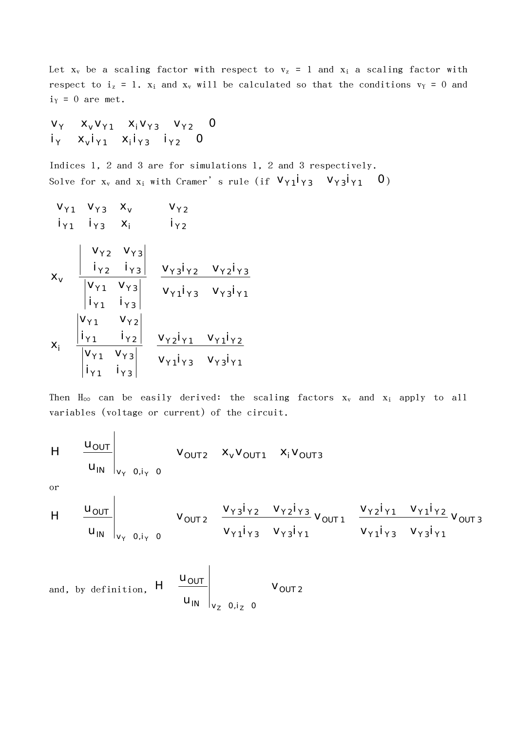Let $x_v$ be a scaling factor with respect to $v_z = 1$ and $x_i$ a scaling factor with respect to $i_z = 1$. $x_i$ and $x_v$ will be calculated so that the conditions $v_Y = 0$ and $i_Y = 0$ are met.

$$v_Y \quad x_v v_{Y1} \quad x_i v_{Y3} \quad v_{Y2} \quad 0$$
$$i_Y \quad x_v i_{Y1} \quad x_i i_{Y3} \quad i_{Y2} \quad 0$$

Indices 1, 2 and 3 are for simulations 1, 2 and 3 respectively.
Solve for $x_v$ and $x_i$ with Cramer' s rule (if $v_{Y1} i_{Y3} \quad v_{Y3} i_{Y1} \quad 0$)

$$\begin{matrix} v_{Y1} & v_{Y3} \\ i_{Y1} & i_{Y3} \end{matrix} \quad \begin{matrix} x_v \\ x_i \end{matrix} \qquad \begin{matrix} v_{Y2} \\ i_{Y2} \end{matrix}$$

$$x_v \quad \frac{\begin{vmatrix} v_{Y2} & v_{Y3} \\ i_{Y2} & i_{Y3} \end{vmatrix}}{\begin{vmatrix} v_{Y1} & v_{Y3} \\ i_{Y1} & i_{Y3} \end{vmatrix}} \quad \frac{v_{Y3} i_{Y2} \quad v_{Y2} i_{Y3}}{v_{Y1} i_{Y3} \quad v_{Y3} i_{Y1}}$$

$$x_i \quad \frac{\begin{vmatrix} v_{Y1} & v_{Y2} \\ i_{Y1} & i_{Y2} \end{vmatrix}}{\begin{vmatrix} v_{Y1} & v_{Y3} \\ i_{Y1} & i_{Y3} \end{vmatrix}} \quad \frac{v_{Y2} i_{Y1} \quad v_{Y1} i_{Y2}}{v_{Y1} i_{Y3} \quad v_{Y3} i_{Y1}}$$

Then $H_\infty$ can be easily derived: the scaling factors $x_v$ and $x_i$ apply to all variables (voltage or current) of the circuit.

$$H \quad \left.\frac{u_{OUT}}{u_{IN}}\right|_{v_Y \ 0, i_Y \ 0} \qquad v_{OUT2} \quad x_v v_{OUT1} \quad x_i v_{OUT3}$$

or

$$H \quad \left.\frac{u_{OUT}}{u_{IN}}\right|_{v_Y \ 0, i_Y \ 0} \qquad v_{OUT2} \quad \frac{v_{Y3} i_{Y2} \quad v_{Y2} i_{Y3}}{v_{Y1} i_{Y3} \quad v_{Y3} i_{Y1}} v_{OUT1} \quad \frac{v_{Y2} i_{Y1} \quad v_{Y1} i_{Y2}}{v_{Y1} i_{Y3} \quad v_{Y3} i_{Y1}} v_{OUT3}$$

and, by definition, $H \quad \left.\frac{u_{OUT}}{u_{IN}}\right|_{v_Z \ 0, i_Z \ 0} \qquad v_{OUT2}$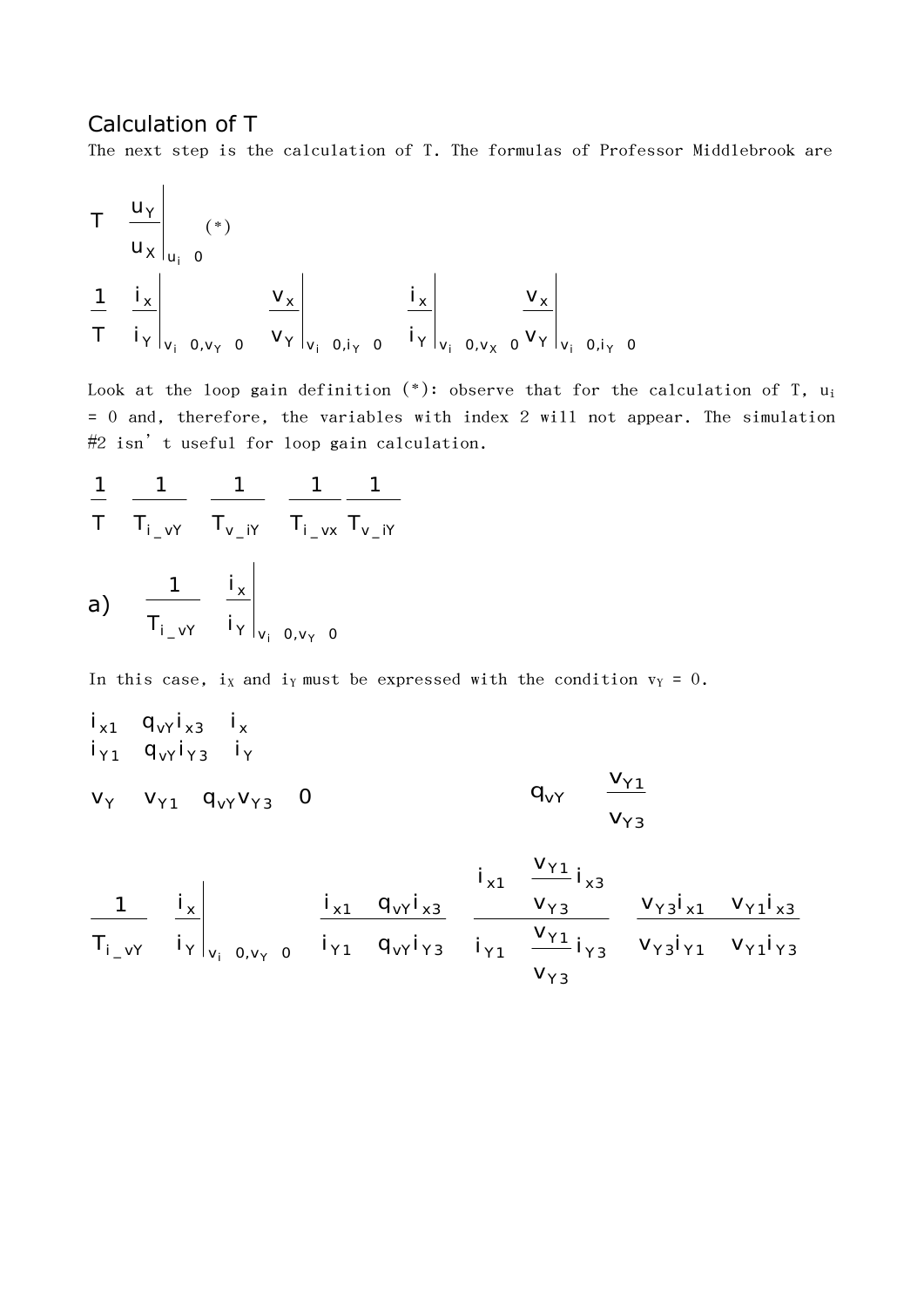## Calculation of T

The next step is the calculation of T. The formulas of Professor Middlebrook are

$$T = \left.\frac{u_Y}{u_X}\right|_{u_i = 0} \quad (*)$$

$$\frac{1}{T} = \left.\frac{i_x}{i_Y}\right|_{v_i = 0, v_Y = 0} + \left.\frac{v_x}{v_Y}\right|_{v_i = 0, i_Y = 0} + \left.\frac{i_x}{i_Y}\right|_{v_i = 0, v_X = 0} \left.\frac{v_x}{v_Y}\right|_{v_i = 0, i_Y = 0}$$

Look at the loop gain definition (*): observe that for the calculation of T, $u_i = 0$ and, therefore, the variables with index 2 will not appear. The simulation #2 isn't useful for loop gain calculation.

$$\frac{1}{T} = \frac{1}{T_{i\_vY}} + \frac{1}{T_{v\_iY}} + \frac{1}{T_{i\_vx}} \frac{1}{T_{v\_iY}}$$

a) $$\frac{1}{T_{i\_vY}} = \left.\frac{i_x}{i_Y}\right|_{v_i = 0, v_Y = 0}$$

In this case, $i_X$ and $i_Y$ must be expressed with the condition $v_Y = 0$.

$$i_{x1} + q_{vY} i_{x3} = i_x$$
$$i_{Y1} + q_{vY} i_{Y3} = i_Y$$

$$v_Y = v_{Y1} + q_{vY} v_{Y3} = 0 \qquad\qquad q_{vY} = -\frac{v_{Y1}}{v_{Y3}}$$

$$\frac{1}{T_{i\_vY}} = \left.\frac{i_x}{i_Y}\right|_{v_i = 0, v_Y = 0} = \frac{i_{x1} + q_{vY} i_{x3}}{i_{Y1} + q_{vY} i_{Y3}} = \frac{i_{x1} - \dfrac{v_{Y1}}{v_{Y3}} i_{x3}}{i_{Y1} - \dfrac{v_{Y1}}{v_{Y3}} i_{Y3}} = \frac{v_{Y3} i_{x1} - v_{Y1} i_{x3}}{v_{Y3} i_{Y1} - v_{Y1} i_{Y3}}$$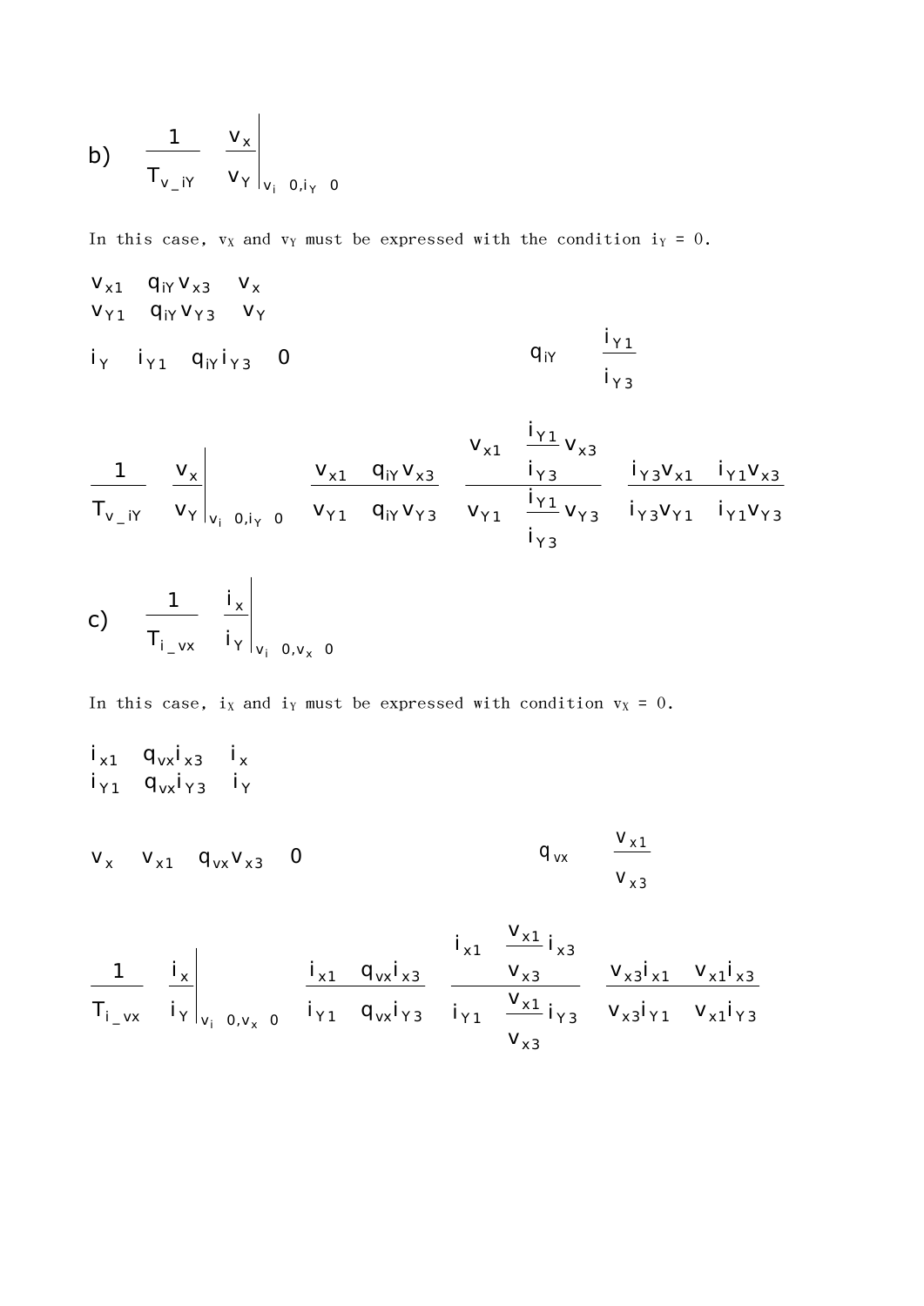b) $$\frac{1}{T_{v\_iY}} = \left.\frac{v_x}{v_Y}\right|_{v_i = 0, i_Y = 0}$$

In this case, $v_X$ and $v_Y$ must be expressed with the condition $i_Y = 0$.

$$v_{x1} + q_{iY} v_{x3} = v_x$$
$$v_{Y1} + q_{iY} v_{Y3} = v_Y$$

$$i_Y = i_{Y1} + q_{iY} i_{Y3} = 0 \qquad\qquad q_{iY} = -\frac{i_{Y1}}{i_{Y3}}$$

$$\frac{1}{T_{v\_iY}} = \left.\frac{v_x}{v_Y}\right|_{v_i = 0, i_Y = 0} = \frac{v_{x1} + q_{iY} v_{x3}}{v_{Y1} + q_{iY} v_{Y3}} = \frac{v_{x1} - \dfrac{i_{Y1}}{i_{Y3}} v_{x3}}{v_{Y1} - \dfrac{i_{Y1}}{i_{Y3}} v_{Y3}} = \frac{i_{Y3} v_{x1} - i_{Y1} v_{x3}}{i_{Y3} v_{Y1} - i_{Y1} v_{Y3}}$$

c) $$\frac{1}{T_{i\_vx}} = \left.\frac{i_x}{i_Y}\right|_{v_i = 0, v_x = 0}$$

In this case, $i_X$ and $i_Y$ must be expressed with condition $v_X = 0$.

$$i_{x1} + q_{vx} i_{x3} = i_x$$
$$i_{Y1} + q_{vx} i_{Y3} = i_Y$$

$$v_x = v_{x1} + q_{vx} v_{x3} = 0 \qquad\qquad q_{vx} = -\frac{v_{x1}}{v_{x3}}$$

$$\frac{1}{T_{i\_vx}} = \left.\frac{i_x}{i_Y}\right|_{v_i = 0, v_x = 0} = \frac{i_{x1} + q_{vx} i_{x3}}{i_{Y1} + q_{vx} i_{Y3}} = \frac{i_{x1} - \dfrac{v_{x1}}{v_{x3}} i_{x3}}{i_{Y1} - \dfrac{v_{x1}}{v_{x3}} i_{Y3}} = \frac{v_{x3} i_{x1} - v_{x1} i_{x3}}{v_{x3} i_{Y1} - v_{x1} i_{Y3}}$$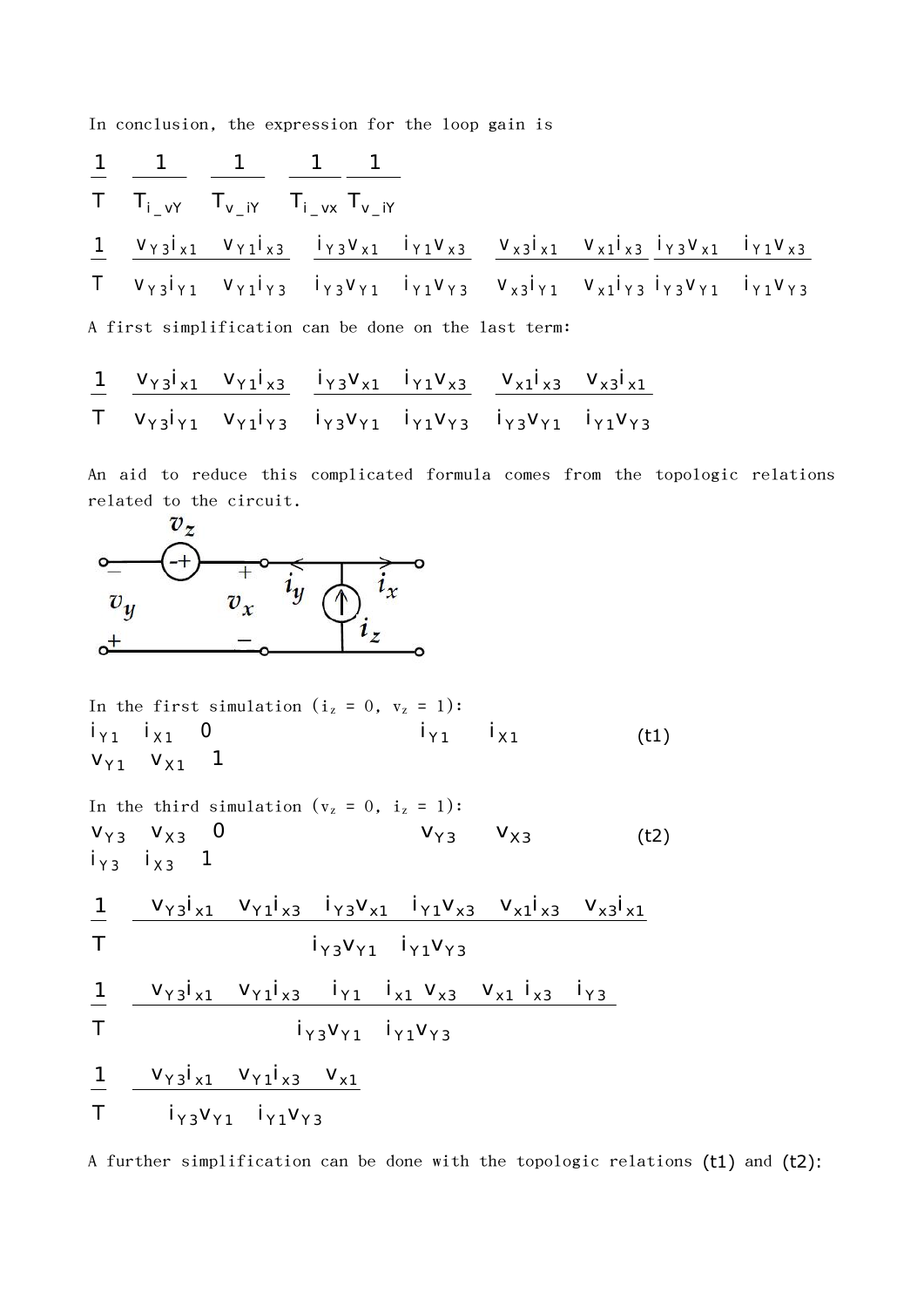In conclusion, the expression for the loop gain is

$$\frac{1}{T} \quad \frac{1}{T_{i\_vY}} \quad \frac{1}{T_{v\_iY}} \quad \frac{1}{T_{i\_vx}}\frac{1}{T_{v\_iY}}$$

$$\frac{1}{T} \quad \frac{v_{Y3}i_{x1} \quad v_{Y1}i_{x3}}{v_{Y3}i_{Y1} \quad v_{Y1}i_{Y3}} \quad \frac{i_{Y3}v_{x1} \quad i_{Y1}v_{x3}}{i_{Y3}v_{Y1} \quad i_{Y1}v_{Y3}} \quad \frac{v_{x3}i_{x1} \quad v_{x1}i_{x3}}{v_{x3}i_{Y1} \quad v_{x1}i_{Y3}}\frac{i_{Y3}v_{x1} \quad i_{Y1}v_{x3}}{i_{Y3}v_{Y1} \quad i_{Y1}v_{Y3}}$$

A first simplification can be done on the last term:

$$\frac{1}{T} \quad \frac{v_{Y3}i_{x1} \quad v_{Y1}i_{x3}}{v_{Y3}i_{Y1} \quad v_{Y1}i_{Y3}} \quad \frac{i_{Y3}v_{x1} \quad i_{Y1}v_{x3}}{i_{Y3}v_{Y1} \quad i_{Y1}v_{Y3}} \quad \frac{v_{x1}i_{x3} \quad v_{x3}i_{x1}}{i_{Y3}v_{Y1} \quad i_{Y1}v_{Y3}}$$

An aid to reduce this complicated formula comes from the topologic relations related to the circuit.

In the first simulation ($i_z = 0$, $v_z = 1$):

$$i_{Y1} \quad i_{X1} \quad 0 \qquad\qquad i_{Y1} \quad i_{X1} \qquad\qquad \text{(t1)}$$
$$v_{Y1} \quad v_{X1} \quad 1$$

In the third simulation ($v_z = 0$, $i_z = 1$):

$$v_{Y3} \quad v_{X3} \quad 0 \qquad\qquad v_{Y3} \quad v_{X3} \qquad\qquad \text{(t2)}$$
$$i_{Y3} \quad i_{X3} \quad 1$$

$$\frac{1}{T} \quad \frac{v_{Y3}i_{x1} \quad v_{Y1}i_{x3} \quad i_{Y3}v_{x1} \quad i_{Y1}v_{x3} \quad v_{x1}i_{x3} \quad v_{x3}i_{x1}}{i_{Y3}v_{Y1} \quad i_{Y1}v_{Y3}}$$

$$\frac{1}{T} \quad \frac{v_{Y3}i_{x1} \quad v_{Y1}i_{x3} \quad i_{Y1} \quad i_{x1}\, v_{x3} \quad v_{x1}\, i_{x3} \quad i_{Y3}}{i_{Y3}v_{Y1} \quad i_{Y1}v_{Y3}}$$

$$\frac{1}{T} \quad \frac{v_{Y3}i_{x1} \quad v_{Y1}i_{x3} \quad v_{x1}}{i_{Y3}v_{Y1} \quad i_{Y1}v_{Y3}}$$

A further simplification can be done with the topologic relations (t1) and (t2):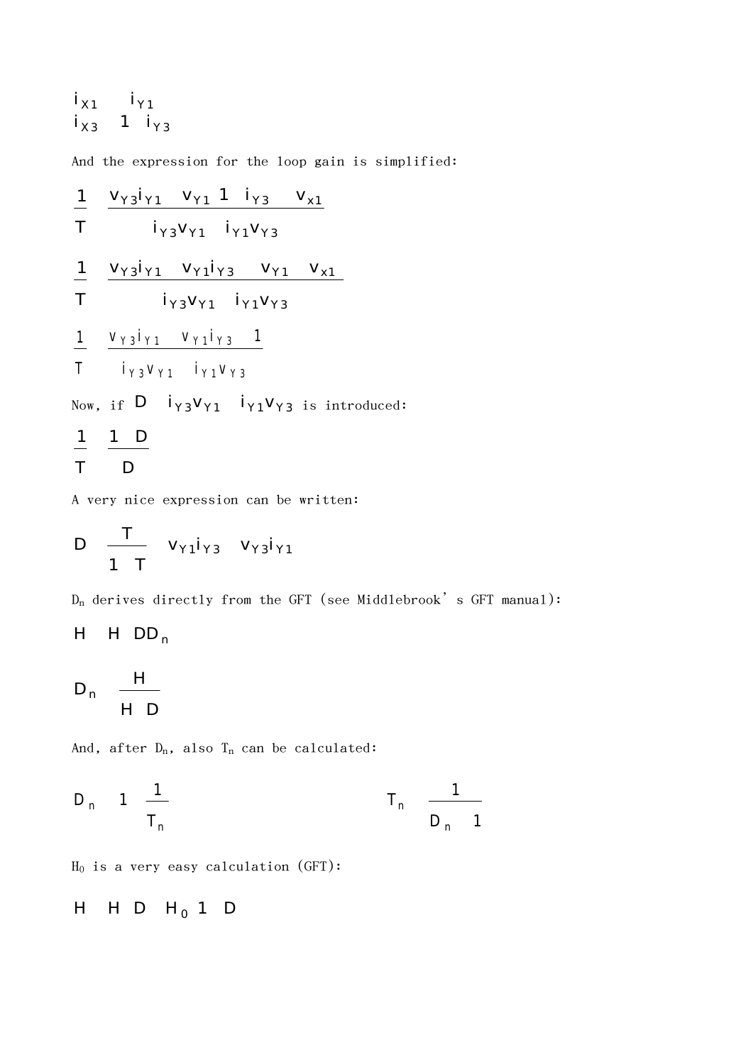$$i_{X1} \quad i_{Y1}$$

$$i_{X3} \quad 1 \quad i_{Y3}$$

And the expression for the loop gain is simplified:

$$\frac{1}{T} \quad \frac{v_{Y3}i_{Y1} \quad v_{Y1}\,1 \quad i_{Y3} \quad v_{x1}}{i_{Y3}v_{Y1} \quad i_{Y1}v_{Y3}}$$

$$\frac{1}{T} \quad \frac{v_{Y3}i_{Y1} \quad v_{Y1}i_{Y3} \quad v_{Y1} \quad v_{x1}}{i_{Y3}v_{Y1} \quad i_{Y1}v_{Y3}}$$

$$\frac{1}{T} \quad \frac{v_{Y3}i_{Y1} \quad v_{Y1}i_{Y3} \quad 1}{i_{Y3}v_{Y1} \quad i_{Y1}v_{Y3}}$$

Now, if $D \quad i_{Y3}v_{Y1} \quad i_{Y1}v_{Y3}$ is introduced:

$$\frac{1}{T} \quad \frac{1 \quad D}{D}$$

A very nice expression can be written:

$$D \quad \frac{T}{1 \quad T} \quad v_{Y1}i_{Y3} \quad v_{Y3}i_{Y1}$$

$D_n$ derives directly from the GFT (see Middlebrook’s GFT manual):

$$H \quad H \quad DD_n$$

$$D_n \quad \frac{H}{H \quad D}$$

And, after $D_n$, also $T_n$ can be calculated:

$$D_n \quad 1 \quad \frac{1}{T_n} \qquad\qquad T_n \quad \frac{1}{D_n \quad 1}$$

$H_0$ is a very easy calculation (GFT):

$$H \quad H \quad D \quad H_0 \, 1 \quad D$$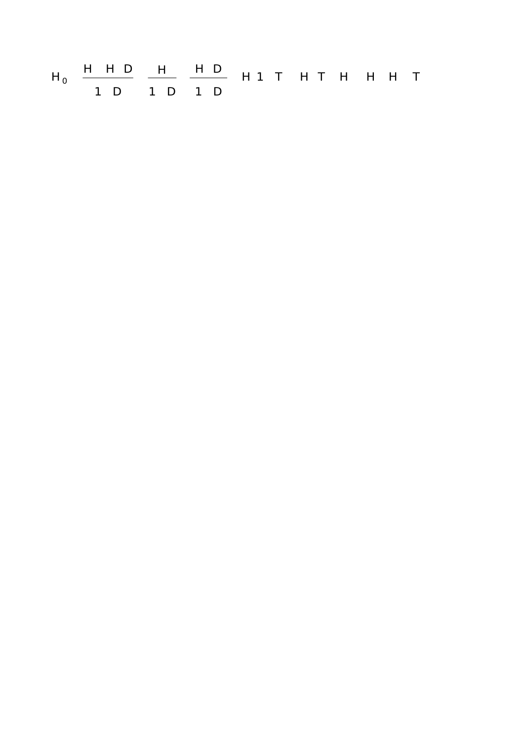$$H_0 \quad \frac{H \quad H \; D}{1 \quad D} \quad \frac{H}{1 \quad D} \quad \frac{H \quad D}{1 \quad D} \quad H \; 1 \quad T \quad H \; T \quad H \quad H \quad H \quad T$$